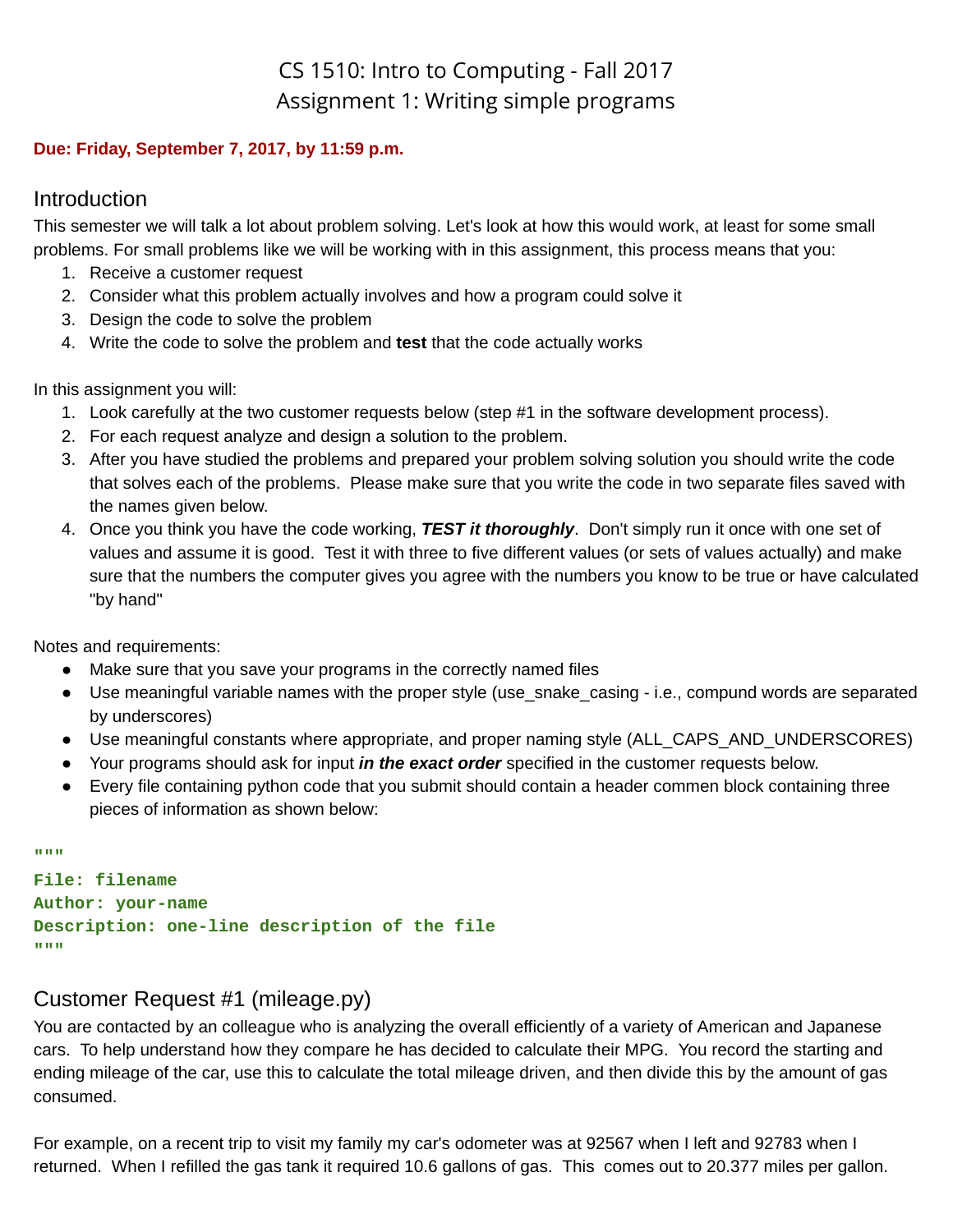# CS 1510: Intro to Computing - Fall 2017
# Assignment 1: Writing simple programs

**Due: Friday, September 7, 2017, by 11:59 p.m.**

## Introduction

This semester we will talk a lot about problem solving. Let's look at how this would work, at least for some small problems. For small problems like we will be working with in this assignment, this process means that you:

1. Receive a customer request
2. Consider what this problem actually involves and how a program could solve it
3. Design the code to solve the problem
4. Write the code to solve the problem and **test** that the code actually works

In this assignment you will:

1. Look carefully at the two customer requests below (step #1 in the software development process).
2. For each request analyze and design a solution to the problem.
3. After you have studied the problems and prepared your problem solving solution you should write the code that solves each of the problems. Please make sure that you write the code in two separate files saved with the names given below.
4. Once you think you have the code working, ***TEST it thoroughly***. Don't simply run it once with one set of values and assume it is good. Test it with three to five different values (or sets of values actually) and make sure that the numbers the computer gives you agree with the numbers you know to be true or have calculated "by hand"

Notes and requirements:

- Make sure that you save your programs in the correctly named files
- Use meaningful variable names with the proper style (use_snake_casing - i.e., compund words are separated by underscores)
- Use meaningful constants where appropriate, and proper naming style (ALL_CAPS_AND_UNDERSCORES)
- Your programs should ask for input ***in the exact order*** specified in the customer requests below.
- Every file containing python code that you submit should contain a header commen block containing three pieces of information as shown below:

```
"""
File: filename
Author: your-name
Description: one-line description of the file
"""
```

## Customer Request #1 (mileage.py)

You are contacted by an colleague who is analyzing the overall efficiently of a variety of American and Japanese cars. To help understand how they compare he has decided to calculate their MPG. You record the starting and ending mileage of the car, use this to calculate the total mileage driven, and then divide this by the amount of gas consumed.

For example, on a recent trip to visit my family my car's odometer was at 92567 when I left and 92783 when I returned. When I refilled the gas tank it required 10.6 gallons of gas. This comes out to 20.377 miles per gallon.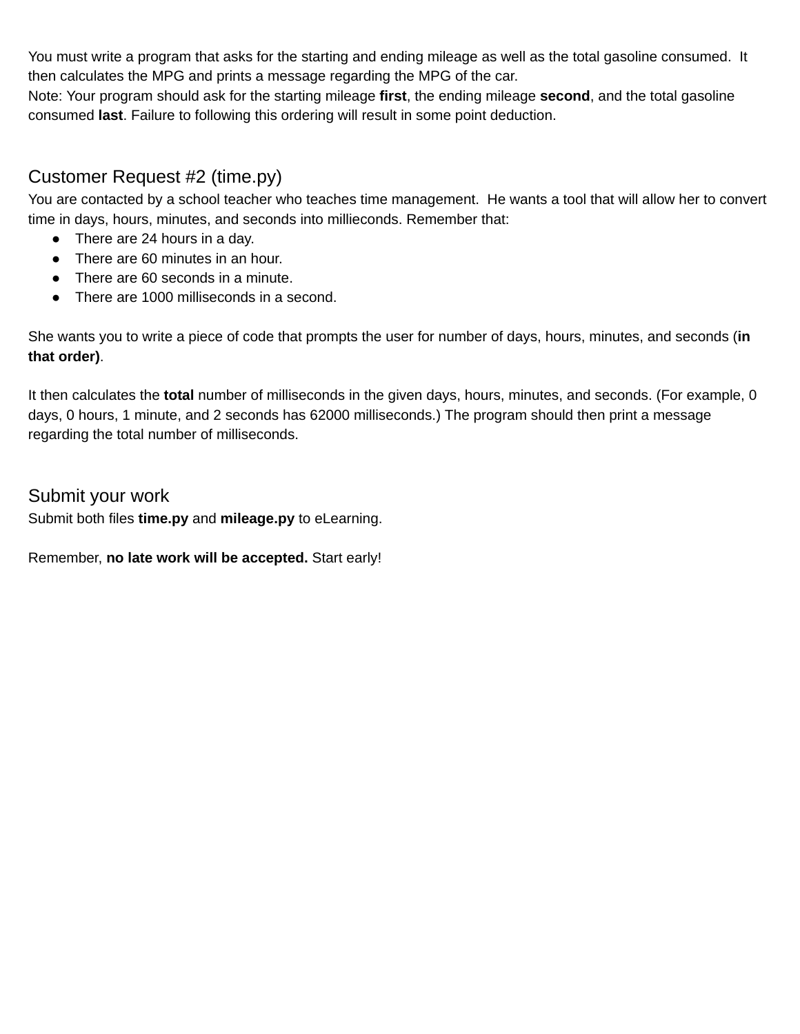You must write a program that asks for the starting and ending mileage as well as the total gasoline consumed. It then calculates the MPG and prints a message regarding the MPG of the car.
Note: Your program should ask for the starting mileage **first**, the ending mileage **second**, and the total gasoline consumed **last**. Failure to following this ordering will result in some point deduction.

## Customer Request #2 (time.py)

You are contacted by a school teacher who teaches time management. He wants a tool that will allow her to convert time in days, hours, minutes, and seconds into millieconds. Remember that:

- There are 24 hours in a day.
- There are 60 minutes in an hour.
- There are 60 seconds in a minute.
- There are 1000 milliseconds in a second.

She wants you to write a piece of code that prompts the user for number of days, hours, minutes, and seconds (**in that order)**.

It then calculates the **total** number of milliseconds in the given days, hours, minutes, and seconds. (For example, 0 days, 0 hours, 1 minute, and 2 seconds has 62000 milliseconds.) The program should then print a message regarding the total number of milliseconds.

## Submit your work

Submit both files **time.py** and **mileage.py** to eLearning.

Remember, **no late work will be accepted.** Start early!